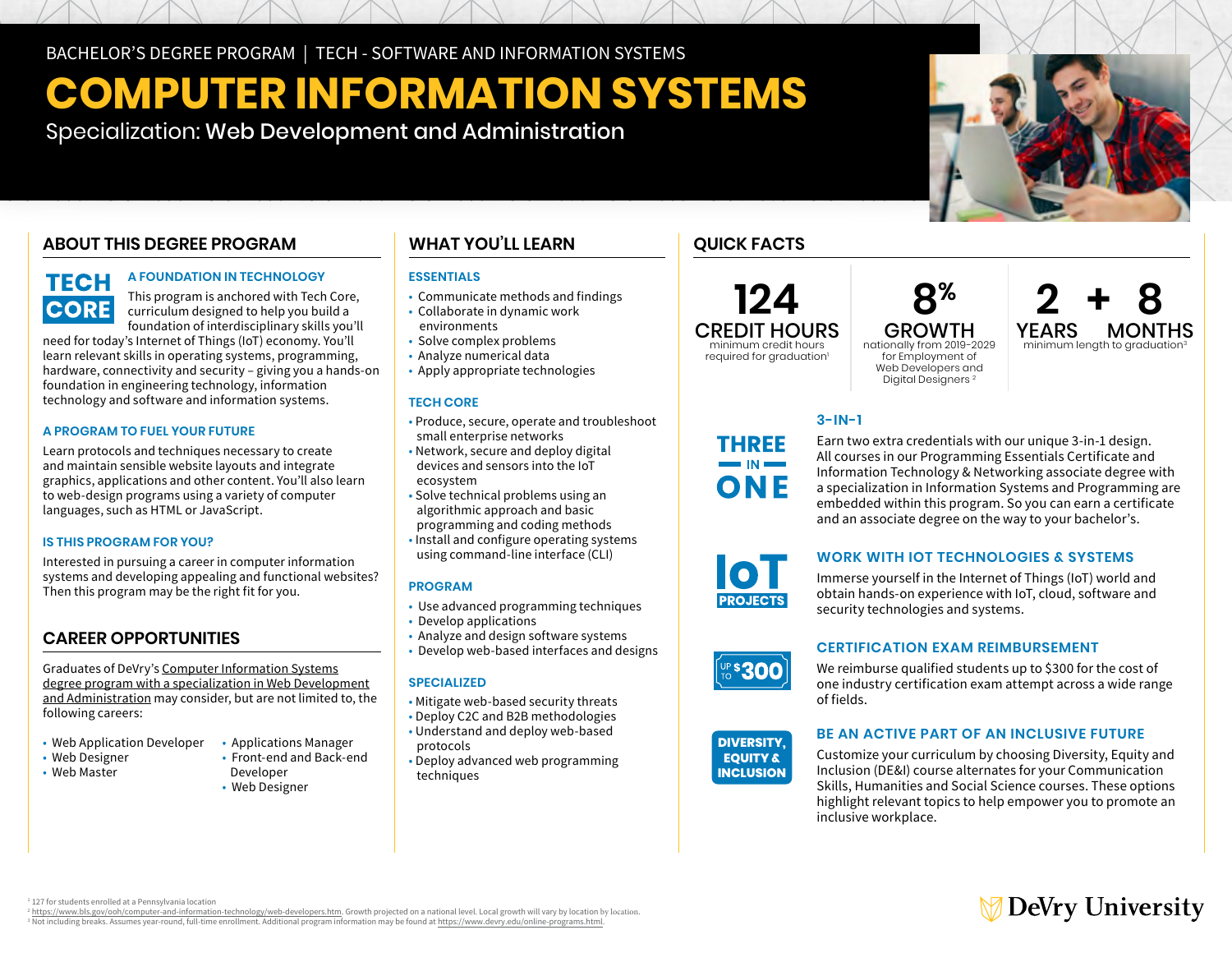BACHELOR'S DEGREE PROGRAM | TECH - SOFTWARE AND INFORMATION SYSTEMS

# COMPUTER INFORMATION SYSTEMS

Specialization: **Web Development and Administration**

## ABOUT THIS DEGREE PROGRAM

**TECH CORE**

### A FOUNDATION IN TECHNOLOGY

This program is anchored with Tech Core, curriculum designed to help you build a foundation of interdisciplinary skills you'll need for today's Internet of Things (IoT) economy. You'll learn relevant skills in operating systems, programming, hardware, connectivity and security – giving you a hands-on foundation in engineering technology, information technology and software and information systems.

### A PROGRAM TO FUEL YOUR FUTURE

Learn protocols and techniques necessary to create and maintain sensible website layouts and integrate graphics, applications and other content. You'll also learn to web-design programs using a variety of computer languages, such as HTML or JavaScript.

### IS THIS PROGRAM FOR YOU?

Interested in pursuing a career in computer information systems and developing appealing and functional websites? Then this program may be the right fit for you.

## CAREER OPPORTUNITIES

Graduates of DeVry's Computer Information Systems degree program with a specialization in Web Development and Administration may consider, but are not limited to, the following careers:

- Web Application Developer
- Web Designer
- Web Master
- Applications Manager
- Front-end and Back-end Developer
- Web Designer

## WHAT YOU'LL LEARN

### ESSENTIALS

- Communicate methods and findings
- Collaborate in dynamic work environments
- Solve complex problems
- Analyze numerical data
- Apply appropriate technologies

### TECH CORE

- Produce, secure, operate and troubleshoot small enterprise networks
- Network, secure and deploy digital devices and sensors into the IoT ecosystem
- Solve technical problems using an algorithmic approach and basic programming and coding methods
- Install and configure operating systems using command-line interface (CLI)

### PROGRAM

- Use advanced programming techniques
- Develop applications
- Analyze and design software systems
- Develop web-based interfaces and designs

### SPECIALIZED

- Mitigate web-based security threats
- Deploy C2C and B2B methodologies
- Understand and deploy web-based protocols
- Deploy advanced web programming techniques

## QUICK FACTS

**124 CREDIT HOURS**
minimum credit hours required for graduation[1]

**8% GROWTH**
nationally from 2019-2029 for Employment of Web Developers and Digital Designers[2]

**2 YEARS + 8 MONTHS**
minimum length to graduation[3]

**THREE IN ONE**

### 3-IN-1

Earn two extra credentials with our unique 3-in-1 design. All courses in our Programming Essentials Certificate and Information Technology & Networking associate degree with a specialization in Information Systems and Programming are embedded within this program. So you can earn a certificate and an associate degree on the way to your bachelor's.

**IoT PROJECTS**

### WORK WITH IOT TECHNOLOGIES & SYSTEMS

Immerse yourself in the Internet of Things (IoT) world and obtain hands-on experience with IoT, cloud, software and security technologies and systems.

**UP TO $300**

### CERTIFICATION EXAM REIMBURSEMENT

We reimburse qualified students up to $300 for the cost of one industry certification exam attempt across a wide range of fields.

**DIVERSITY, EQUITY & INCLUSION**

### BE AN ACTIVE PART OF AN INCLUSIVE FUTURE

Customize your curriculum by choosing Diversity, Equity and Inclusion (DE&I) course alternates for your Communication Skills, Humanities and Social Science courses. These options highlight relevant topics to help empower you to promote an inclusive workplace.

[1] 127 for students enrolled at a Pennsylvania location
[2] https://www.bls.gov/ooh/computer-and-information-technology/web-developers.htm. Growth projected on a national level. Local growth will vary by location by location.
[3] Not including breaks. Assumes year-round, full-time enrollment. Additional program information may be found at https://www.devry.edu/online-programs.html.

DeVry University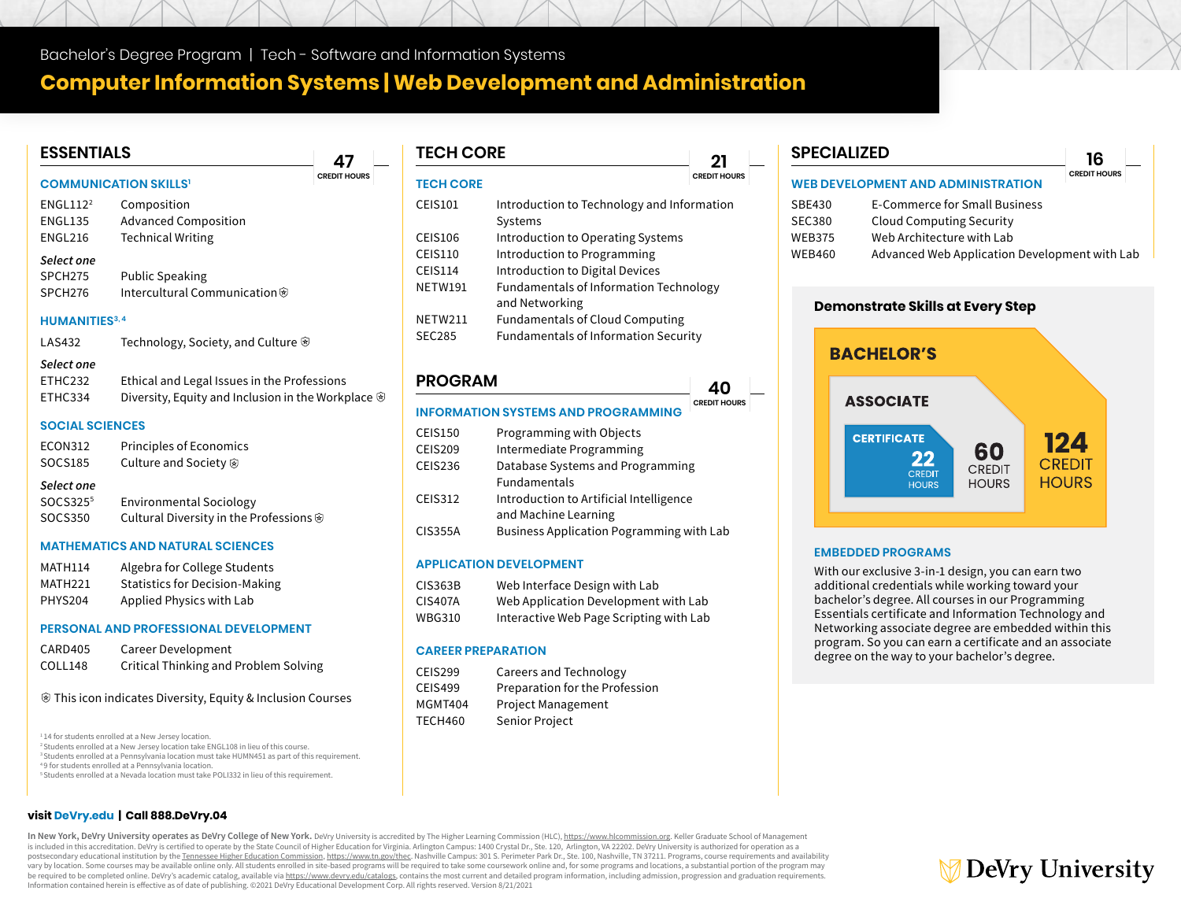Bachelor's Degree Program | Tech - Software and Information Systems

# Computer Information Systems | Web Development and Administration

## ESSENTIALS

47 CREDIT HOURS

### COMMUNICATION SKILLS[1]

| | |
|---|---|
| ENGL112[2] | Composition |
| ENGL135 | Advanced Composition |
| ENGL216 | Technical Writing |

*Select one*

| | |
|---|---|
| SPCH275 | Public Speaking |
| SPCH276 | Intercultural Communication ⊛ |

### HUMANITIES[3, 4]

| | |
|---|---|
| LAS432 | Technology, Society, and Culture ⊛ |

*Select one*

| | |
|---|---|
| ETHC232 | Ethical and Legal Issues in the Professions |
| ETHC334 | Diversity, Equity and Inclusion in the Workplace ⊛ |

### SOCIAL SCIENCES

| | |
|---|---|
| ECON312 | Principles of Economics |
| SOCS185 | Culture and Society ⊛ |

*Select one*

| | |
|---|---|
| SOCS325[5] | Environmental Sociology |
| SOCS350 | Cultural Diversity in the Professions ⊛ |

### MATHEMATICS AND NATURAL SCIENCES

| | |
|---|---|
| MATH114 | Algebra for College Students |
| MATH221 | Statistics for Decision-Making |
| PHYS204 | Applied Physics with Lab |

### PERSONAL AND PROFESSIONAL DEVELOPMENT

| | |
|---|---|
| CARD405 | Career Development |
| COLL148 | Critical Thinking and Problem Solving |

⊛ This icon indicates Diversity, Equity & Inclusion Courses

[1] 14 for students enrolled at a New Jersey location.
[2] Students enrolled at a New Jersey location take ENGL108 in lieu of this course.
[3] Students enrolled at a Pennsylvania location must take HUMN451 as part of this requirement.
[4] 9 for students enrolled at a Pennsylvania location.
[5] Students enrolled at a Nevada location must take POLI332 in lieu of this requirement.

## TECH CORE

21 CREDIT HOURS

### TECH CORE

| | |
|---|---|
| CEIS101 | Introduction to Technology and Information Systems |
| CEIS106 | Introduction to Operating Systems |
| CEIS110 | Introduction to Programming |
| CEIS114 | Introduction to Digital Devices |
| NETW191 | Fundamentals of Information Technology and Networking |
| NETW211 | Fundamentals of Cloud Computing |
| SEC285 | Fundamentals of Information Security |

## PROGRAM

40 CREDIT HOURS

### INFORMATION SYSTEMS AND PROGRAMMING

| | |
|---|---|
| CEIS150 | Programming with Objects |
| CEIS209 | Intermediate Programming |
| CEIS236 | Database Systems and Programming Fundamentals |
| CEIS312 | Introduction to Artificial Intelligence and Machine Learning |
| CIS355A | Business Application Programming with Lab |

### APPLICATION DEVELOPMENT

| | |
|---|---|
| CIS363B | Web Interface Design with Lab |
| CIS407A | Web Application Development with Lab |
| WBG310 | Interactive Web Page Scripting with Lab |

### CAREER PREPARATION

| | |
|---|---|
| CEIS299 | Careers and Technology |
| CEIS499 | Preparation for the Profession |
| MGMT404 | Project Management |
| TECH460 | Senior Project |

## SPECIALIZED

16 CREDIT HOURS

### WEB DEVELOPMENT AND ADMINISTRATION

| | |
|---|---|
| SBE430 | E-Commerce for Small Business |
| SEC380 | Cloud Computing Security |
| WEB375 | Web Architecture with Lab |
| WEB460 | Advanced Web Application Development with Lab |

### Demonstrate Skills at Every Step

BACHELOR'S — 124 CREDIT HOURS

ASSOCIATE — 60 CREDIT HOURS

CERTIFICATE — 22 CREDIT HOURS

### EMBEDDED PROGRAMS

With our exclusive 3-in-1 design, you can earn two additional credentials while working toward your bachelor's degree. All courses in our Programming Essentials certificate and Information Technology and Networking associate degree are embedded within this program. So you can earn a certificate and an associate degree on the way to your bachelor's degree.

**visit DeVry.edu | Call 888.DeVry.04**

**In New York, DeVry University operates as DeVry College of New York.** DeVry University is accredited by The Higher Learning Commission (HLC), https://www.hlcommission.org. Keller Graduate School of Management is included in this accreditation. DeVry is certified to operate by the State Council of Higher Education for Virginia. Arlington Campus: 1400 Crystal Dr., Ste. 120, Arlington, VA 22202. DeVry University is authorized for operation as a postsecondary educational institution by the Tennessee Higher Education Commission, https://www.tn.gov/thec. Nashville Campus: 301 S. Perimeter Park Dr., Ste. 100, Nashville, TN 37211. Programs, course requirements and availability vary by location. Some courses may be available online only. All students enrolled in site-based programs will be required to take some coursework online and, for some programs and locations, a substantial portion of the program may be required to be completed online. DeVry's academic catalog, available via https://www.devry.edu/catalogs, contains the most current and detailed program information, including admission, progression and graduation requirements. Information contained herein is effective as of date of publishing. ©2021 DeVry Educational Development Corp. All rights reserved. Version 8/21/2021

DeVry University